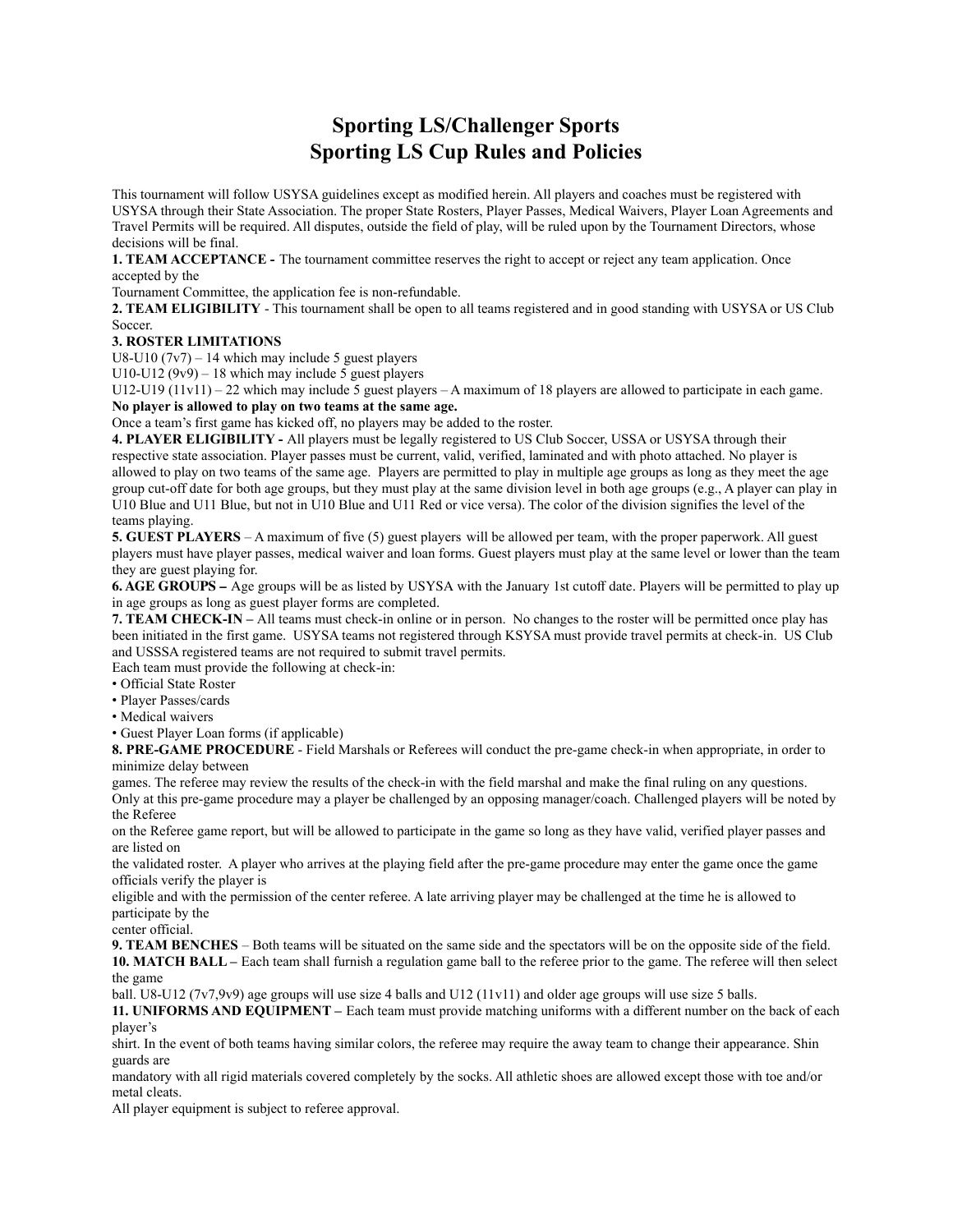# Sporting LS/Challenger Sports
# Sporting LS Cup Rules and Policies

This tournament will follow USYSA guidelines except as modified herein. All players and coaches must be registered with USYSA through their State Association. The proper State Rosters, Player Passes, Medical Waivers, Player Loan Agreements and Travel Permits will be required. All disputes, outside the field of play, will be ruled upon by the Tournament Directors, whose decisions will be final.

**1. TEAM ACCEPTANCE -** The tournament committee reserves the right to accept or reject any team application. Once accepted by the Tournament Committee, the application fee is non-refundable.

**2. TEAM ELIGIBILITY** - This tournament shall be open to all teams registered and in good standing with USYSA or US Club Soccer.

**3. ROSTER LIMITATIONS**

U8-U10 (7v7) – 14 which may include 5 guest players

U10-U12 (9v9) – 18 which may include 5 guest players

U12-U19 (11v11) – 22 which may include 5 guest players – A maximum of 18 players are allowed to participate in each game.

**No player is allowed to play on two teams at the same age.**

Once a team's first game has kicked off, no players may be added to the roster.

**4. PLAYER ELIGIBILITY -** All players must be legally registered to US Club Soccer, USSA or USYSA through their respective state association. Player passes must be current, valid, verified, laminated and with photo attached. No player is allowed to play on two teams of the same age. Players are permitted to play in multiple age groups as long as they meet the age group cut-off date for both age groups, but they must play at the same division level in both age groups (e.g., A player can play in U10 Blue and U11 Blue, but not in U10 Blue and U11 Red or vice versa). The color of the division signifies the level of the teams playing.

**5. GUEST PLAYERS** – A maximum of five (5) guest players will be allowed per team, with the proper paperwork. All guest players must have player passes, medical waiver and loan forms. Guest players must play at the same level or lower than the team they are guest playing for.

**6. AGE GROUPS –** Age groups will be as listed by USYSA with the January 1st cutoff date. Players will be permitted to play up in age groups as long as guest player forms are completed.

**7. TEAM CHECK-IN –** All teams must check-in online or in person. No changes to the roster will be permitted once play has been initiated in the first game. USYSA teams not registered through KSYSA must provide travel permits at check-in. US Club and USSSA registered teams are not required to submit travel permits.

Each team must provide the following at check-in:

- Official State Roster
- Player Passes/cards
- Medical waivers
- Guest Player Loan forms (if applicable)

**8. PRE-GAME PROCEDURE** - Field Marshals or Referees will conduct the pre-game check-in when appropriate, in order to minimize delay between games. The referee may review the results of the check-in with the field marshal and make the final ruling on any questions. Only at this pre-game procedure may a player be challenged by an opposing manager/coach. Challenged players will be noted by the Referee on the Referee game report, but will be allowed to participate in the game so long as they have valid, verified player passes and are listed on the validated roster. A player who arrives at the playing field after the pre-game procedure may enter the game once the game officials verify the player is eligible and with the permission of the center referee. A late arriving player may be challenged at the time he is allowed to participate by the center official.

**9. TEAM BENCHES** – Both teams will be situated on the same side and the spectators will be on the opposite side of the field.

**10. MATCH BALL –** Each team shall furnish a regulation game ball to the referee prior to the game. The referee will then select the game ball. U8-U12 (7v7,9v9) age groups will use size 4 balls and U12 (11v11) and older age groups will use size 5 balls.

**11. UNIFORMS AND EQUIPMENT –** Each team must provide matching uniforms with a different number on the back of each player's shirt. In the event of both teams having similar colors, the referee may require the away team to change their appearance. Shin guards are mandatory with all rigid materials covered completely by the socks. All athletic shoes are allowed except those with toe and/or metal cleats.

All player equipment is subject to referee approval.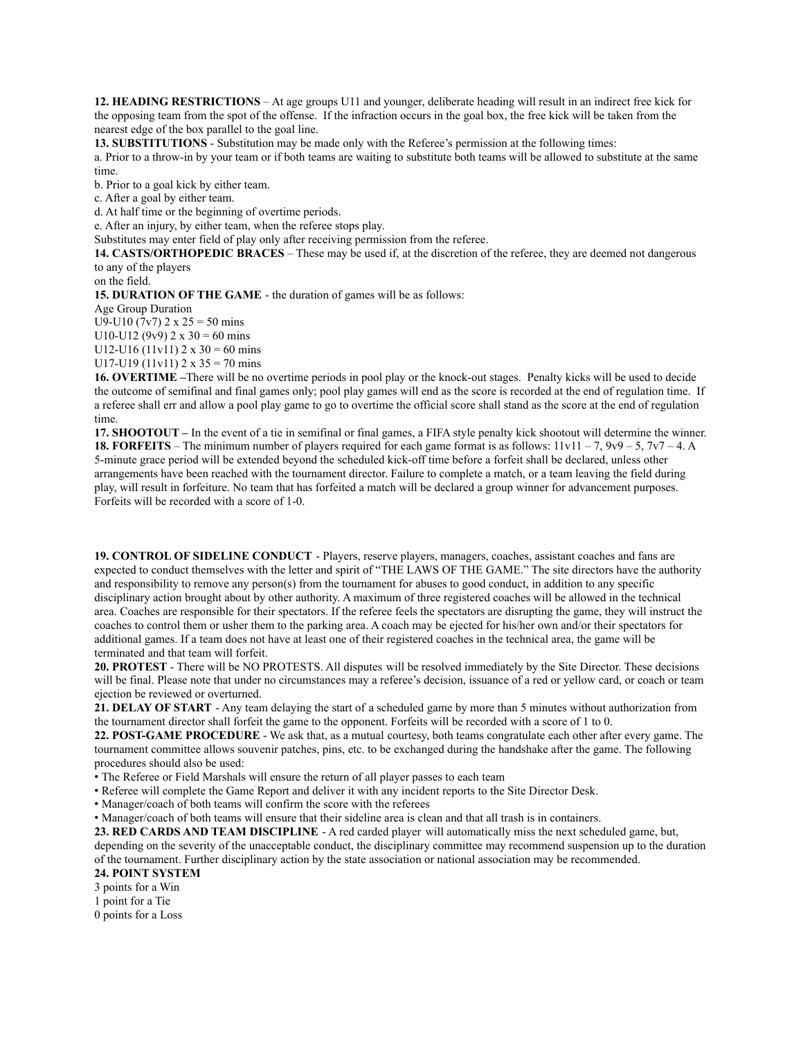**12. HEADING RESTRICTIONS** – At age groups U11 and younger, deliberate heading will result in an indirect free kick for the opposing team from the spot of the offense. If the infraction occurs in the goal box, the free kick will be taken from the nearest edge of the box parallel to the goal line.

**13. SUBSTITUTIONS** - Substitution may be made only with the Referee's permission at the following times:

a. Prior to a throw-in by your team or if both teams are waiting to substitute both teams will be allowed to substitute at the same time.

b. Prior to a goal kick by either team.

c. After a goal by either team.

d. At half time or the beginning of overtime periods.

e. After an injury, by either team, when the referee stops play.

Substitutes may enter field of play only after receiving permission from the referee.

**14. CASTS/ORTHOPEDIC BRACES** – These may be used if, at the discretion of the referee, they are deemed not dangerous to any of the players
on the field.

**15. DURATION OF THE GAME** - the duration of games will be as follows:

Age Group Duration

U9-U10 (7v7) 2 x 25 = 50 mins

U10-U12 (9v9) 2 x 30 = 60 mins

U12-U16 (11v11) 2 x 30 = 60 mins

U17-U19 (11v11) 2 x 35 = 70 mins

**16. OVERTIME** –There will be no overtime periods in pool play or the knock-out stages. Penalty kicks will be used to decide the outcome of semifinal and final games only; pool play games will end as the score is recorded at the end of regulation time. If a referee shall err and allow a pool play game to go to overtime the official score shall stand as the score at the end of regulation time.

**17. SHOOTOUT** – In the event of a tie in semifinal or final games, a FIFA style penalty kick shootout will determine the winner.

**18. FORFEITS** – The minimum number of players required for each game format is as follows: 11v11 – 7, 9v9 – 5, 7v7 – 4. A 5-minute grace period will be extended beyond the scheduled kick-off time before a forfeit shall be declared, unless other arrangements have been reached with the tournament director. Failure to complete a match, or a team leaving the field during play, will result in forfeiture. No team that has forfeited a match will be declared a group winner for advancement purposes. Forfeits will be recorded with a score of 1-0.

**19. CONTROL OF SIDELINE CONDUCT** - Players, reserve players, managers, coaches, assistant coaches and fans are expected to conduct themselves with the letter and spirit of "THE LAWS OF THE GAME." The site directors have the authority and responsibility to remove any person(s) from the tournament for abuses to good conduct, in addition to any specific disciplinary action brought about by other authority. A maximum of three registered coaches will be allowed in the technical area. Coaches are responsible for their spectators. If the referee feels the spectators are disrupting the game, they will instruct the coaches to control them or usher them to the parking area. A coach may be ejected for his/her own and/or their spectators for additional games. If a team does not have at least one of their registered coaches in the technical area, the game will be terminated and that team will forfeit.

**20. PROTEST** - There will be NO PROTESTS. All disputes will be resolved immediately by the Site Director. These decisions will be final. Please note that under no circumstances may a referee's decision, issuance of a red or yellow card, or coach or team ejection be reviewed or overturned.

**21. DELAY OF START** - Any team delaying the start of a scheduled game by more than 5 minutes without authorization from the tournament director shall forfeit the game to the opponent. Forfeits will be recorded with a score of 1 to 0.

**22. POST-GAME PROCEDURE** - We ask that, as a mutual courtesy, both teams congratulate each other after every game. The tournament committee allows souvenir patches, pins, etc. to be exchanged during the handshake after the game. The following procedures should also be used:

- The Referee or Field Marshals will ensure the return of all player passes to each team
- Referee will complete the Game Report and deliver it with any incident reports to the Site Director Desk.
- Manager/coach of both teams will confirm the score with the referees
- Manager/coach of both teams will ensure that their sideline area is clean and that all trash is in containers.

**23. RED CARDS AND TEAM DISCIPLINE** - A red carded player will automatically miss the next scheduled game, but, depending on the severity of the unacceptable conduct, the disciplinary committee may recommend suspension up to the duration of the tournament. Further disciplinary action by the state association or national association may be recommended.

**24. POINT SYSTEM**

3 points for a Win

1 point for a Tie

0 points for a Loss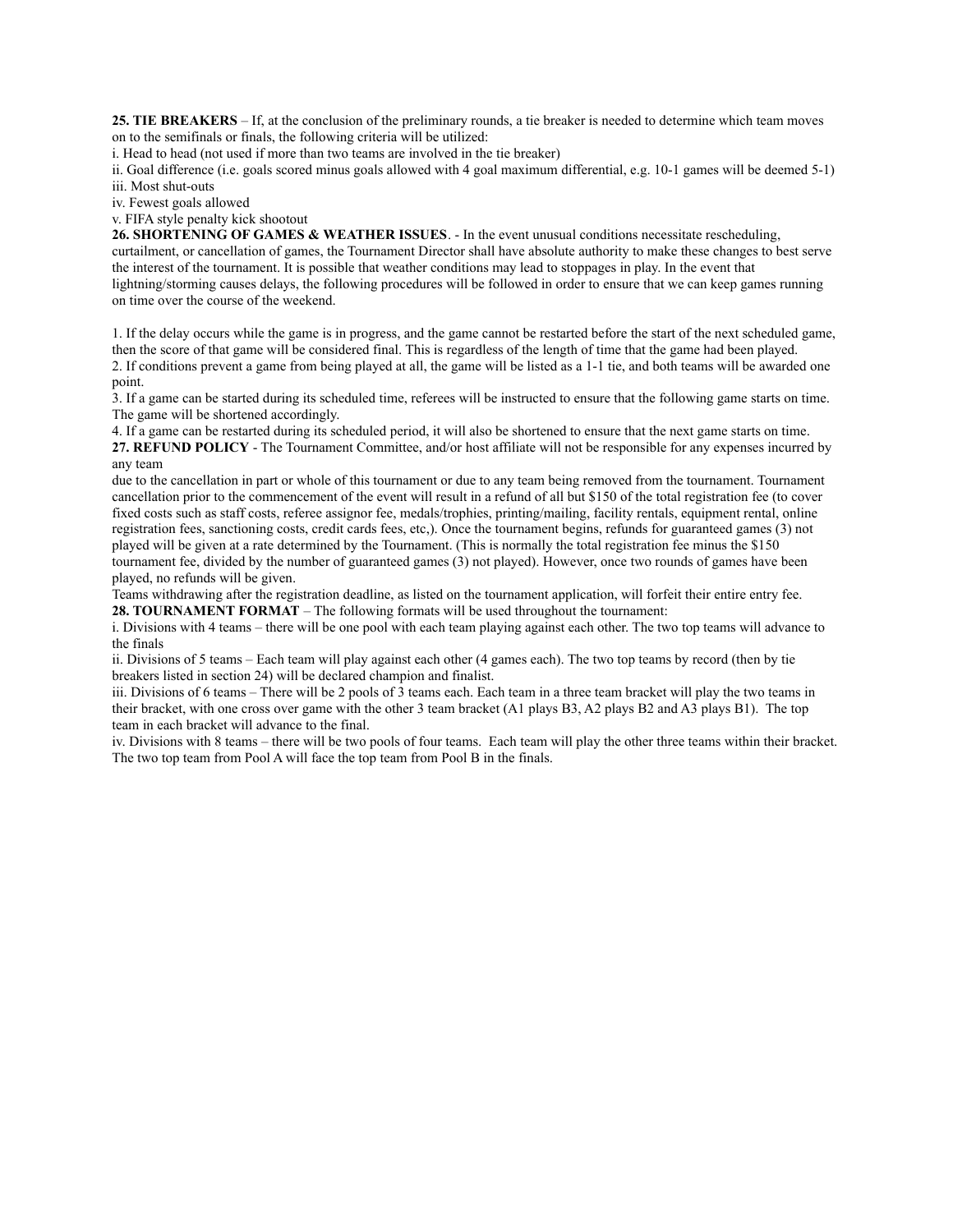**25. TIE BREAKERS** – If, at the conclusion of the preliminary rounds, a tie breaker is needed to determine which team moves on to the semifinals or finals, the following criteria will be utilized:

i. Head to head (not used if more than two teams are involved in the tie breaker)

ii. Goal difference (i.e. goals scored minus goals allowed with 4 goal maximum differential, e.g. 10-1 games will be deemed 5-1)

iii. Most shut-outs

iv. Fewest goals allowed

v. FIFA style penalty kick shootout

**26. SHORTENING OF GAMES & WEATHER ISSUES**. - In the event unusual conditions necessitate rescheduling, curtailment, or cancellation of games, the Tournament Director shall have absolute authority to make these changes to best serve the interest of the tournament. It is possible that weather conditions may lead to stoppages in play. In the event that lightning/storming causes delays, the following procedures will be followed in order to ensure that we can keep games running on time over the course of the weekend.

1. If the delay occurs while the game is in progress, and the game cannot be restarted before the start of the next scheduled game, then the score of that game will be considered final. This is regardless of the length of time that the game had been played.
2. If conditions prevent a game from being played at all, the game will be listed as a 1-1 tie, and both teams will be awarded one point.
3. If a game can be started during its scheduled time, referees will be instructed to ensure that the following game starts on time. The game will be shortened accordingly.
4. If a game can be restarted during its scheduled period, it will also be shortened to ensure that the next game starts on time.

**27. REFUND POLICY** - The Tournament Committee, and/or host affiliate will not be responsible for any expenses incurred by any team due to the cancellation in part or whole of this tournament or due to any team being removed from the tournament. Tournament cancellation prior to the commencement of the event will result in a refund of all but $150 of the total registration fee (to cover fixed costs such as staff costs, referee assignor fee, medals/trophies, printing/mailing, facility rentals, equipment rental, online registration fees, sanctioning costs, credit cards fees, etc,). Once the tournament begins, refunds for guaranteed games (3) not played will be given at a rate determined by the Tournament. (This is normally the total registration fee minus the $150 tournament fee, divided by the number of guaranteed games (3) not played). However, once two rounds of games have been played, no refunds will be given.

Teams withdrawing after the registration deadline, as listed on the tournament application, will forfeit their entire entry fee.

**28. TOURNAMENT FORMAT** – The following formats will be used throughout the tournament:

i. Divisions with 4 teams – there will be one pool with each team playing against each other. The two top teams will advance to the finals

ii. Divisions of 5 teams – Each team will play against each other (4 games each). The two top teams by record (then by tie breakers listed in section 24) will be declared champion and finalist.

iii. Divisions of 6 teams – There will be 2 pools of 3 teams each. Each team in a three team bracket will play the two teams in their bracket, with one cross over game with the other 3 team bracket (A1 plays B3, A2 plays B2 and A3 plays B1). The top team in each bracket will advance to the final.

iv. Divisions with 8 teams – there will be two pools of four teams. Each team will play the other three teams within their bracket. The two top team from Pool A will face the top team from Pool B in the finals.